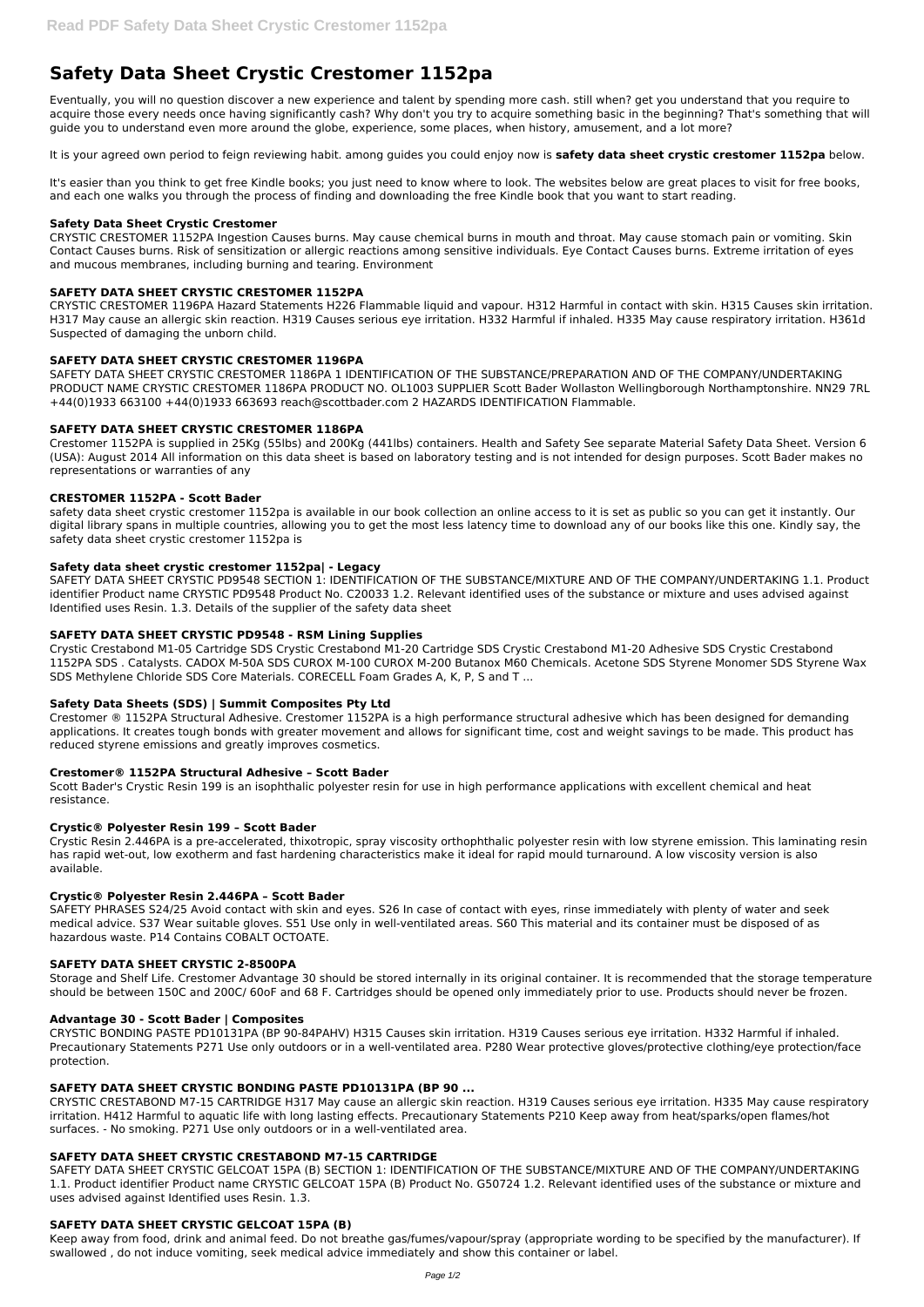# Safety Data Sheet Crystic Crestomer 1152pa

Eventually, you will no question discover a new experience and talent by spending more cash. still when? get you understand that you require to acquire those every needs once having significantly cash? Why don't you try to acquire something basic in the beginning? That's something that will guide you to understand even more around the globe, experience, some places, when history, amusement, and a lot more?

It is your agreed own period to feign reviewing habit. among guides you could enjoy now is **safety data sheet crystic crestomer 1152pa** below.

It's easier than you think to get free Kindle books; you just need to know where to look. The websites below are great places to visit for free books, and each one walks you through the process of finding and downloading the free Kindle book that you want to start reading.

### Safety Data Sheet Crystic Crestomer

CRYSTIC CRESTOMER 1152PA Ingestion Causes burns. May cause chemical burns in mouth and throat. May cause stomach pain or vomiting. Skin Contact Causes burns. Risk of sensitization or allergic reactions among sensitive individuals. Eye Contact Causes burns. Extreme irritation of eyes and mucous membranes, including burning and tearing. Environment

### SAFETY DATA SHEET CRYSTIC CRESTOMER 1152PA

CRYSTIC CRESTOMER 1196PA Hazard Statements H226 Flammable liquid and vapour. H312 Harmful in contact with skin. H315 Causes skin irritation. H317 May cause an allergic skin reaction. H319 Causes serious eye irritation. H332 Harmful if inhaled. H335 May cause respiratory irritation. H361d Suspected of damaging the unborn child.

### SAFETY DATA SHEET CRYSTIC CRESTOMER 1196PA

SAFETY DATA SHEET CRYSTIC CRESTOMER 1186PA 1 IDENTIFICATION OF THE SUBSTANCE/PREPARATION AND OF THE COMPANY/UNDERTAKING PRODUCT NAME CRYSTIC CRESTOMER 1186PA PRODUCT NO. OL1003 SUPPLIER Scott Bader Wollaston Wellingborough Northamptonshire. NN29 7RL +44(0)1933 663100 +44(0)1933 663693 reach@scottbader.com 2 HAZARDS IDENTIFICATION Flammable.

### SAFETY DATA SHEET CRYSTIC CRESTOMER 1186PA

Crestomer 1152PA is supplied in 25Kg (55lbs) and 200Kg (441lbs) containers. Health and Safety See separate Material Safety Data Sheet. Version 6 (USA): August 2014 All information on this data sheet is based on laboratory testing and is not intended for design purposes. Scott Bader makes no representations or warranties of any

### CRESTOMER 1152PA - Scott Bader

safety data sheet crystic crestomer 1152pa is available in our book collection an online access to it is set as public so you can get it instantly. Our digital library spans in multiple countries, allowing you to get the most less latency time to download any of our books like this one. Kindly say, the safety data sheet crystic crestomer 1152pa is

### Safety data sheet crystic crestomer 1152pa| - Legacy

SAFETY DATA SHEET CRYSTIC PD9548 SECTION 1: IDENTIFICATION OF THE SUBSTANCE/MIXTURE AND OF THE COMPANY/UNDERTAKING 1.1. Product identifier Product name CRYSTIC PD9548 Product No. C20033 1.2. Relevant identified uses of the substance or mixture and uses advised against Identified uses Resin. 1.3. Details of the supplier of the safety data sheet

### SAFETY DATA SHEET CRYSTIC PD9548 - RSM Lining Supplies

Crystic Crestabond M1-05 Cartridge SDS Crystic Crestabond M1-20 Cartridge SDS Crystic Crestabond M1-20 Adhesive SDS Crystic Crestabond 1152PA SDS . Catalysts. CADOX M-50A SDS CUROX M-100 CUROX M-200 Butanox M60 Chemicals. Acetone SDS Styrene Monomer SDS Styrene Wax SDS Methylene Chloride SDS Core Materials. CORECELL Foam Grades A, K, P, S and T ...

### Safety Data Sheets (SDS) | Summit Composites Pty Ltd

Crestomer ® 1152PA Structural Adhesive. Crestomer 1152PA is a high performance structural adhesive which has been designed for demanding applications. It creates tough bonds with greater movement and allows for significant time, cost and weight savings to be made. This product has reduced styrene emissions and greatly improves cosmetics.

### Crestomer® 1152PA Structural Adhesive – Scott Bader

Scott Bader's Crystic Resin 199 is an isophthalic polyester resin for use in high performance applications with excellent chemical and heat resistance.

### Crystic® Polyester Resin 199 – Scott Bader

Crystic Resin 2.446PA is a pre-accelerated, thixotropic, spray viscosity orthophthalic polyester resin with low styrene emission. This laminating resin has rapid wet-out, low exotherm and fast hardening characteristics make it ideal for rapid mould turnaround. A low viscosity version is also available.

### Crystic® Polyester Resin 2.446PA – Scott Bader

SAFETY PHRASES S24/25 Avoid contact with skin and eyes. S26 In case of contact with eyes, rinse immediately with plenty of water and seek medical advice. S37 Wear suitable gloves. S51 Use only in well-ventilated areas. S60 This material and its container must be disposed of as hazardous waste. P14 Contains COBALT OCTOATE.

### SAFETY DATA SHEET CRYSTIC 2-8500PA

Storage and Shelf Life. Crestomer Advantage 30 should be stored internally in its original container. It is recommended that the storage temperature should be between 150C and 200C/ 60oF and 68 F. Cartridges should be opened only immediately prior to use. Products should never be frozen.

### Advantage 30 - Scott Bader | Composites

CRYSTIC BONDING PASTE PD10131PA (BP 90-84PAHV) H315 Causes skin irritation. H319 Causes serious eye irritation. H332 Harmful if inhaled. Precautionary Statements P271 Use only outdoors or in a well-ventilated area. P280 Wear protective gloves/protective clothing/eye protection/face protection.

### SAFETY DATA SHEET CRYSTIC BONDING PASTE PD10131PA (BP 90 ...

CRYSTIC CRESTABOND M7-15 CARTRIDGE H317 May cause an allergic skin reaction. H319 Causes serious eye irritation. H335 May cause respiratory irritation. H412 Harmful to aquatic life with long lasting effects. Precautionary Statements P210 Keep away from heat/sparks/open flames/hot surfaces. - No smoking. P271 Use only outdoors or in a well-ventilated area.

### SAFETY DATA SHEET CRYSTIC CRESTABOND M7-15 CARTRIDGE

SAFETY DATA SHEET CRYSTIC GELCOAT 15PA (B) SECTION 1: IDENTIFICATION OF THE SUBSTANCE/MIXTURE AND OF THE COMPANY/UNDERTAKING 1.1. Product identifier Product name CRYSTIC GELCOAT 15PA (B) Product No. G50724 1.2. Relevant identified uses of the substance or mixture and uses advised against Identified uses Resin. 1.3.

### SAFETY DATA SHEET CRYSTIC GELCOAT 15PA (B)

Keep away from food, drink and animal feed. Do not breathe gas/fumes/vapour/spray (appropriate wording to be specified by the manufacturer). If swallowed , do not induce vomiting, seek medical advice immediately and show this container or label.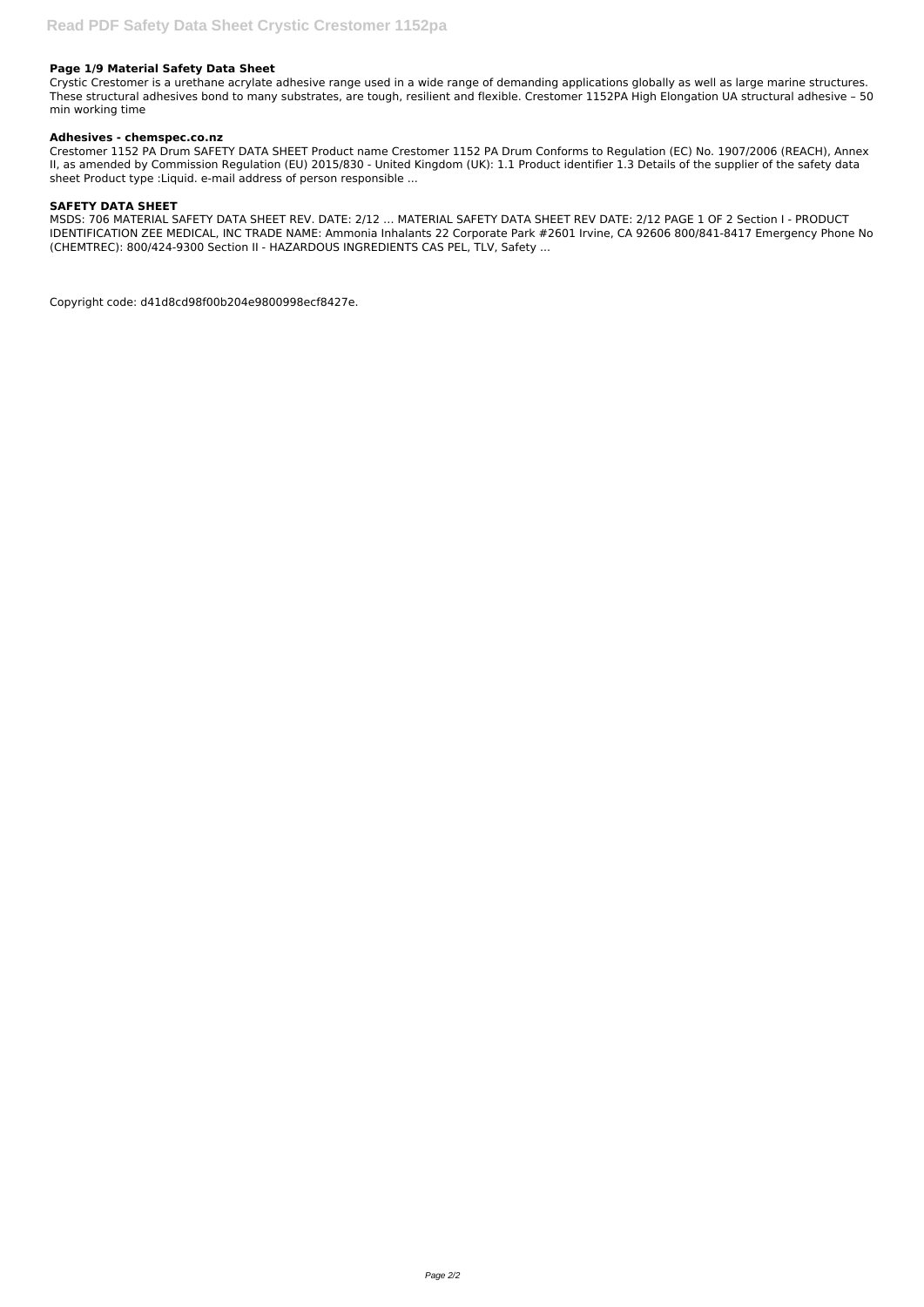#### Page 1/9 Material Safety Data Sheet

Crystic Crestomer is a urethane acrylate adhesive range used in a wide range of demanding applications globally as well as large marine structures. These structural adhesives bond to many substrates, are tough, resilient and flexible. Crestomer 1152PA High Elongation UA structural adhesive – 50 min working time

#### Adhesives - chemspec.co.nz

Crestomer 1152 PA Drum SAFETY DATA SHEET Product name Crestomer 1152 PA Drum Conforms to Regulation (EC) No. 1907/2006 (REACH), Annex II, as amended by Commission Regulation (EU) 2015/830 - United Kingdom (UK): 1.1 Product identifier 1.3 Details of the supplier of the safety data sheet Product type :Liquid. e-mail address of person responsible ...

#### SAFETY DATA SHEET

MSDS: 706 MATERIAL SAFETY DATA SHEET REV. DATE: 2/12 ... MATERIAL SAFETY DATA SHEET REV DATE: 2/12 PAGE 1 OF 2 Section I - PRODUCT IDENTIFICATION ZEE MEDICAL, INC TRADE NAME: Ammonia Inhalants 22 Corporate Park #2601 Irvine, CA 92606 800/841-8417 Emergency Phone No (CHEMTREC): 800/424-9300 Section II - HAZARDOUS INGREDIENTS CAS PEL, TLV, Safety ...

Copyright code: d41d8cd98f00b204e9800998ecf8427e.